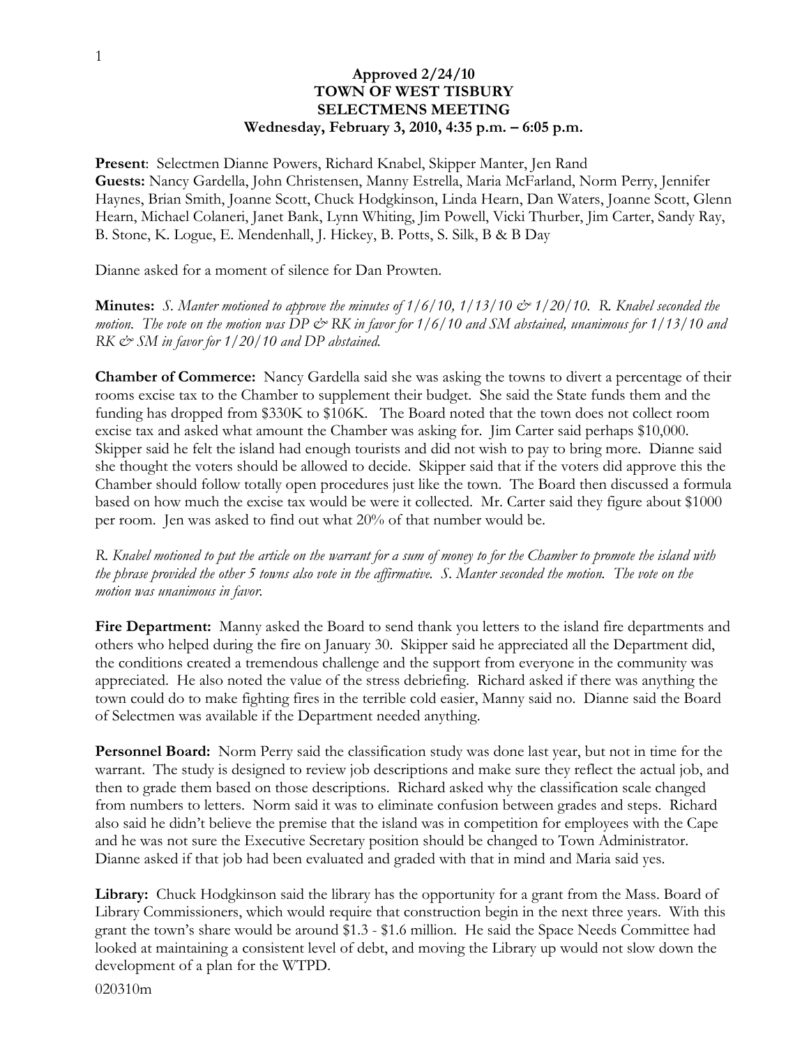**Approved 2/24/10**
**TOWN OF WEST TISBURY**
**SELECTMENS MEETING**
**Wednesday, February 3, 2010, 4:35 p.m. – 6:05 p.m.**

**Present**: Selectmen Dianne Powers, Richard Knabel, Skipper Manter, Jen Rand
**Guests:** Nancy Gardella, John Christensen, Manny Estrella, Maria McFarland, Norm Perry, Jennifer Haynes, Brian Smith, Joanne Scott, Chuck Hodgkinson, Linda Hearn, Dan Waters, Joanne Scott, Glenn Hearn, Michael Colaneri, Janet Bank, Lynn Whiting, Jim Powell, Vicki Thurber, Jim Carter, Sandy Ray, B. Stone, K. Logue, E. Mendenhall, J. Hickey, B. Potts, S. Silk, B & B Day

Dianne asked for a moment of silence for Dan Prowten.

**Minutes:** *S. Manter motioned to approve the minutes of 1/6/10, 1/13/10 & 1/20/10. R. Knabel seconded the motion. The vote on the motion was DP & RK in favor for 1/6/10 and SM abstained, unanimous for 1/13/10 and RK & SM in favor for 1/20/10 and DP abstained.*

**Chamber of Commerce:** Nancy Gardella said she was asking the towns to divert a percentage of their rooms excise tax to the Chamber to supplement their budget. She said the State funds them and the funding has dropped from $330K to $106K. The Board noted that the town does not collect room excise tax and asked what amount the Chamber was asking for. Jim Carter said perhaps $10,000. Skipper said he felt the island had enough tourists and did not wish to pay to bring more. Dianne said she thought the voters should be allowed to decide. Skipper said that if the voters did approve this the Chamber should follow totally open procedures just like the town. The Board then discussed a formula based on how much the excise tax would be were it collected. Mr. Carter said they figure about $1000 per room. Jen was asked to find out what 20% of that number would be.

*R. Knabel motioned to put the article on the warrant for a sum of money to for the Chamber to promote the island with the phrase provided the other 5 towns also vote in the affirmative. S. Manter seconded the motion. The vote on the motion was unanimous in favor.*

**Fire Department:** Manny asked the Board to send thank you letters to the island fire departments and others who helped during the fire on January 30. Skipper said he appreciated all the Department did, the conditions created a tremendous challenge and the support from everyone in the community was appreciated. He also noted the value of the stress debriefing. Richard asked if there was anything the town could do to make fighting fires in the terrible cold easier, Manny said no. Dianne said the Board of Selectmen was available if the Department needed anything.

**Personnel Board:** Norm Perry said the classification study was done last year, but not in time for the warrant. The study is designed to review job descriptions and make sure they reflect the actual job, and then to grade them based on those descriptions. Richard asked why the classification scale changed from numbers to letters. Norm said it was to eliminate confusion between grades and steps. Richard also said he didn't believe the premise that the island was in competition for employees with the Cape and he was not sure the Executive Secretary position should be changed to Town Administrator. Dianne asked if that job had been evaluated and graded with that in mind and Maria said yes.

**Library:** Chuck Hodgkinson said the library has the opportunity for a grant from the Mass. Board of Library Commissioners, which would require that construction begin in the next three years. With this grant the town's share would be around $1.3 - $1.6 million. He said the Space Needs Committee had looked at maintaining a consistent level of debt, and moving the Library up would not slow down the development of a plan for the WTPD.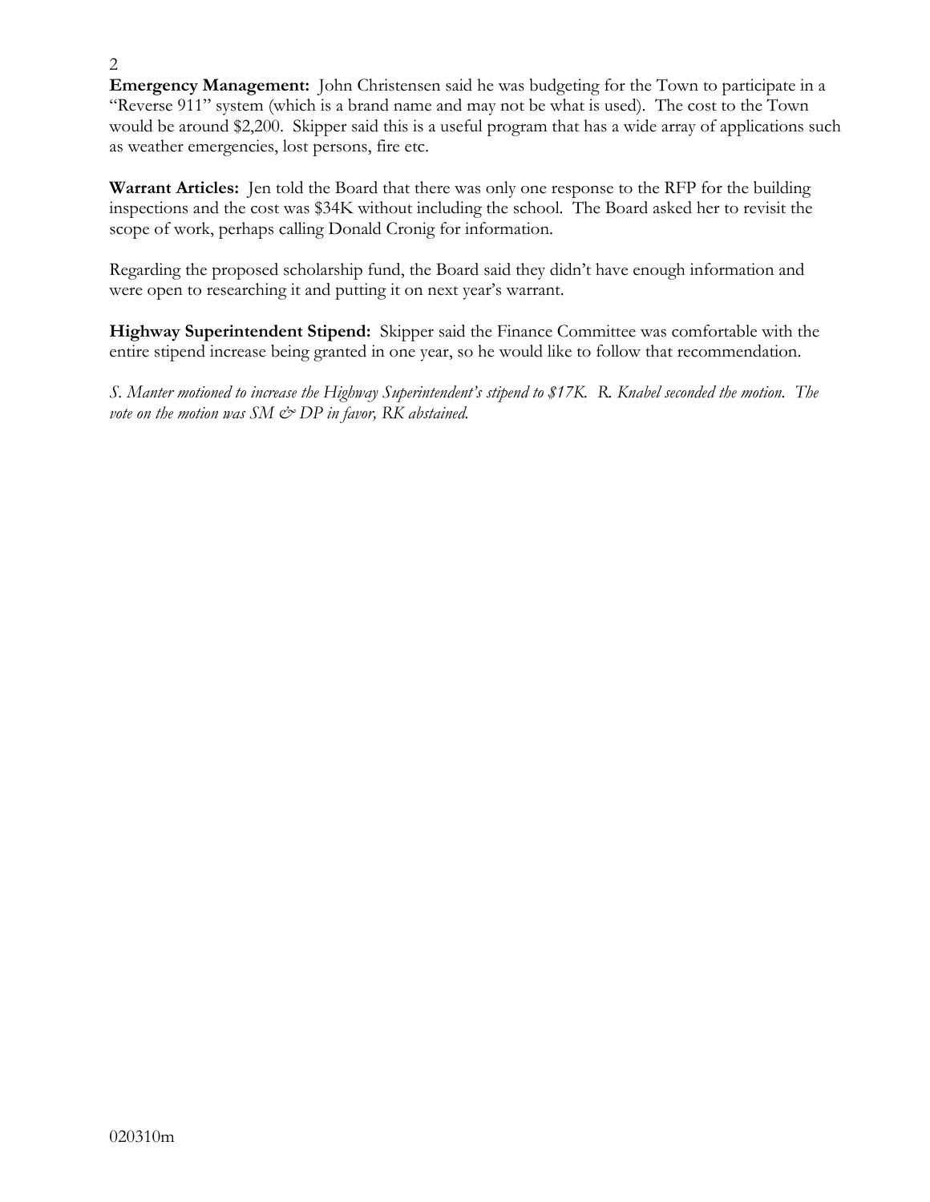**Emergency Management:** John Christensen said he was budgeting for the Town to participate in a "Reverse 911" system (which is a brand name and may not be what is used). The cost to the Town would be around $2,200. Skipper said this is a useful program that has a wide array of applications such as weather emergencies, lost persons, fire etc.

**Warrant Articles:** Jen told the Board that there was only one response to the RFP for the building inspections and the cost was $34K without including the school. The Board asked her to revisit the scope of work, perhaps calling Donald Cronig for information.

Regarding the proposed scholarship fund, the Board said they didn't have enough information and were open to researching it and putting it on next year's warrant.

**Highway Superintendent Stipend:** Skipper said the Finance Committee was comfortable with the entire stipend increase being granted in one year, so he would like to follow that recommendation.

*S. Manter motioned to increase the Highway Superintendent's stipend to $17K. R. Knabel seconded the motion. The vote on the motion was SM & DP in favor, RK abstained.*

020310m